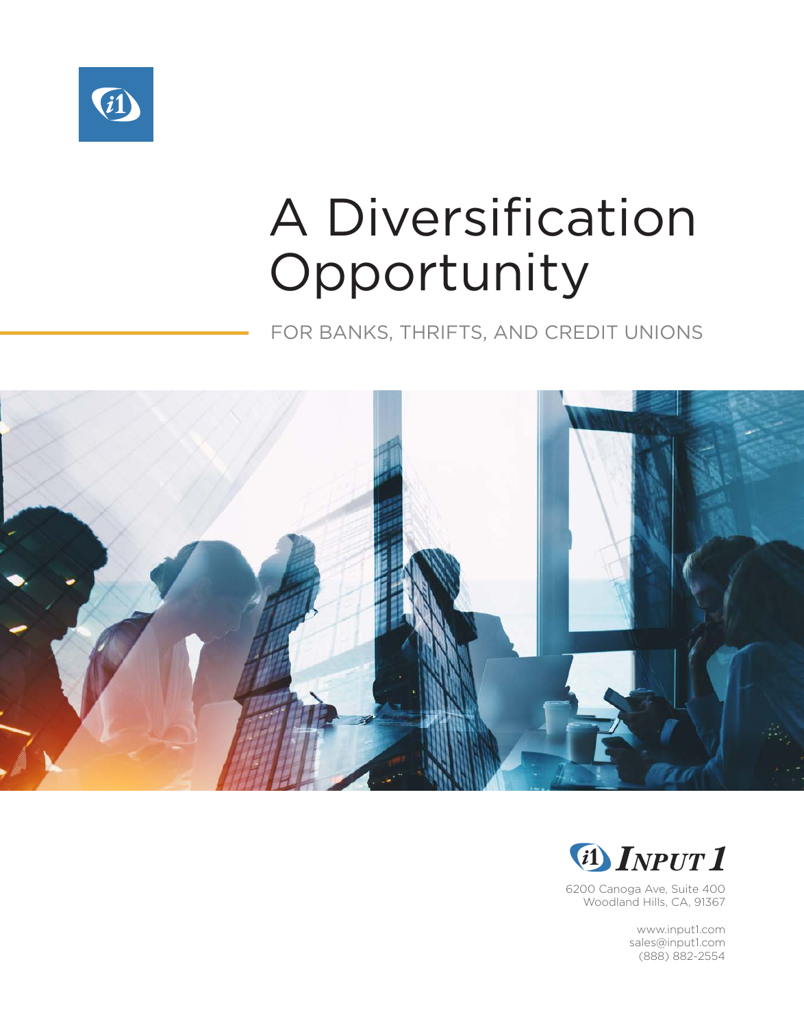# A Diversification Opportunity

FOR BANKS, THRIFTS, AND CREDIT UNIONS

INPUT 1

6200 Canoga Ave, Suite 400
Woodland Hills, CA, 91367

www.input1.com
sales@input1.com
(888) 882-2554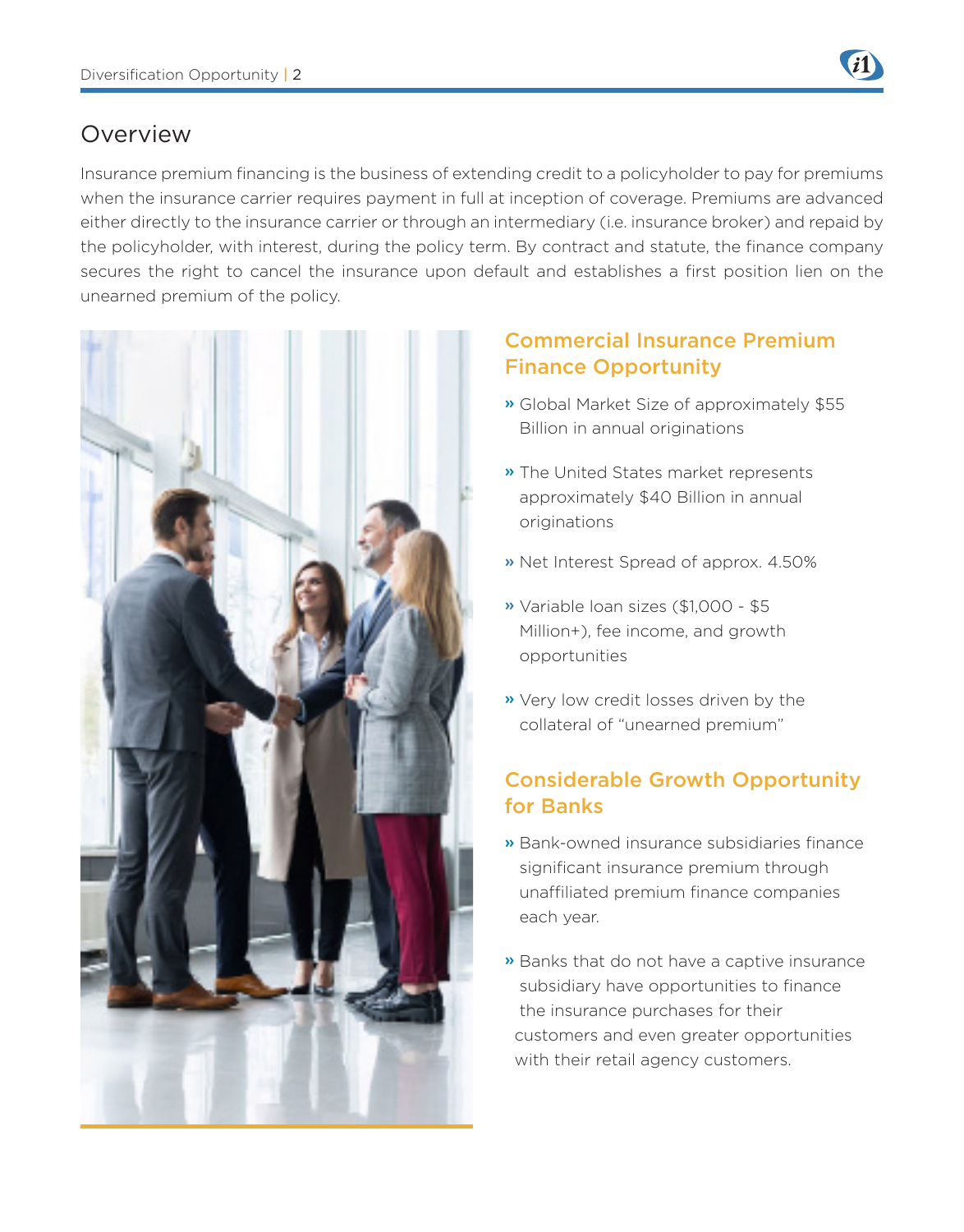## Overview

Insurance premium financing is the business of extending credit to a policyholder to pay for premiums when the insurance carrier requires payment in full at inception of coverage. Premiums are advanced either directly to the insurance carrier or through an intermediary (i.e. insurance broker) and repaid by the policyholder, with interest, during the policy term. By contract and statute, the finance company secures the right to cancel the insurance upon default and establishes a first position lien on the unearned premium of the policy.

### Commercial Insurance Premium Finance Opportunity

- Global Market Size of approximately $55 Billion in annual originations
- The United States market represents approximately $40 Billion in annual originations
- Net Interest Spread of approx. 4.50%
- Variable loan sizes ($1,000 - $5 Million+), fee income, and growth opportunities
- Very low credit losses driven by the collateral of "unearned premium"

### Considerable Growth Opportunity for Banks

- Bank-owned insurance subsidiaries finance significant insurance premium through unaffiliated premium finance companies each year.
- Banks that do not have a captive insurance subsidiary have opportunities to finance the insurance purchases for their customers and even greater opportunities with their retail agency customers.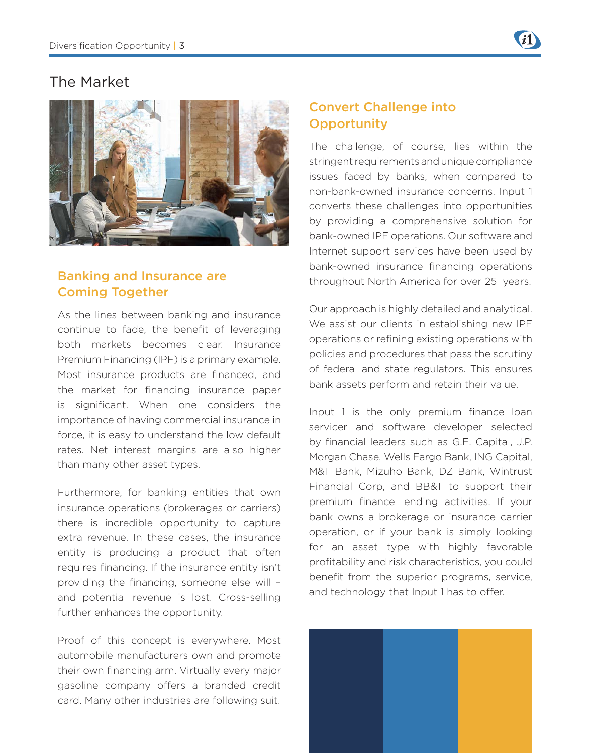# The Market

## Banking and Insurance are Coming Together

As the lines between banking and insurance continue to fade, the benefit of leveraging both markets becomes clear. Insurance Premium Financing (IPF) is a primary example. Most insurance products are financed, and the market for financing insurance paper is significant. When one considers the importance of having commercial insurance in force, it is easy to understand the low default rates. Net interest margins are also higher than many other asset types.

Furthermore, for banking entities that own insurance operations (brokerages or carriers) there is incredible opportunity to capture extra revenue. In these cases, the insurance entity is producing a product that often requires financing. If the insurance entity isn't providing the financing, someone else will – and potential revenue is lost. Cross-selling further enhances the opportunity.

Proof of this concept is everywhere. Most automobile manufacturers own and promote their own financing arm. Virtually every major gasoline company offers a branded credit card. Many other industries are following suit.

## Convert Challenge into Opportunity

The challenge, of course, lies within the stringent requirements and unique compliance issues faced by banks, when compared to non-bank-owned insurance concerns. Input 1 converts these challenges into opportunities by providing a comprehensive solution for bank-owned IPF operations. Our software and Internet support services have been used by bank-owned insurance financing operations throughout North America for over 25 years.

Our approach is highly detailed and analytical. We assist our clients in establishing new IPF operations or refining existing operations with policies and procedures that pass the scrutiny of federal and state regulators. This ensures bank assets perform and retain their value.

Input 1 is the only premium finance loan servicer and software developer selected by financial leaders such as G.E. Capital, J.P. Morgan Chase, Wells Fargo Bank, ING Capital, M&T Bank, Mizuho Bank, DZ Bank, Wintrust Financial Corp, and BB&T to support their premium finance lending activities. If your bank owns a brokerage or insurance carrier operation, or if your bank is simply looking for an asset type with highly favorable profitability and risk characteristics, you could benefit from the superior programs, service, and technology that Input 1 has to offer.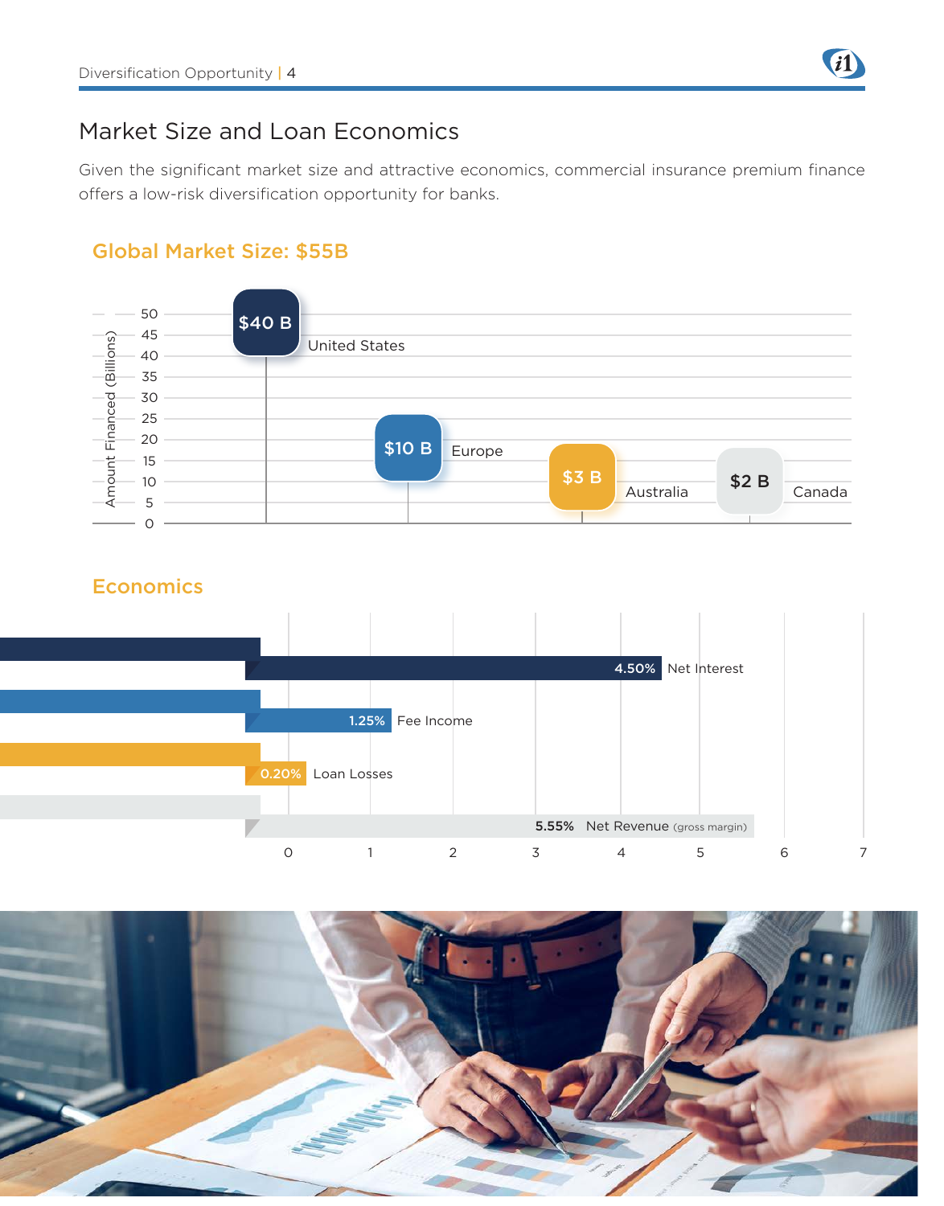## Market Size and Loan Economics

Given the significant market size and attractive economics, commercial insurance premium finance offers a low-risk diversification opportunity for banks.

### Global Market Size: $55B

| Region | Amount Financed (Billions) |
|---|---|
| United States | $40 B |
| Europe | $10 B |
| Australia | $3 B |
| Canada | $2 B |

### Economics

| Item | Value |
|---|---|
| Net Interest | 4.50% |
| Fee Income | 1.25% |
| Loan Losses | 0.20% |
| Net Revenue (gross margin) | 5.55% |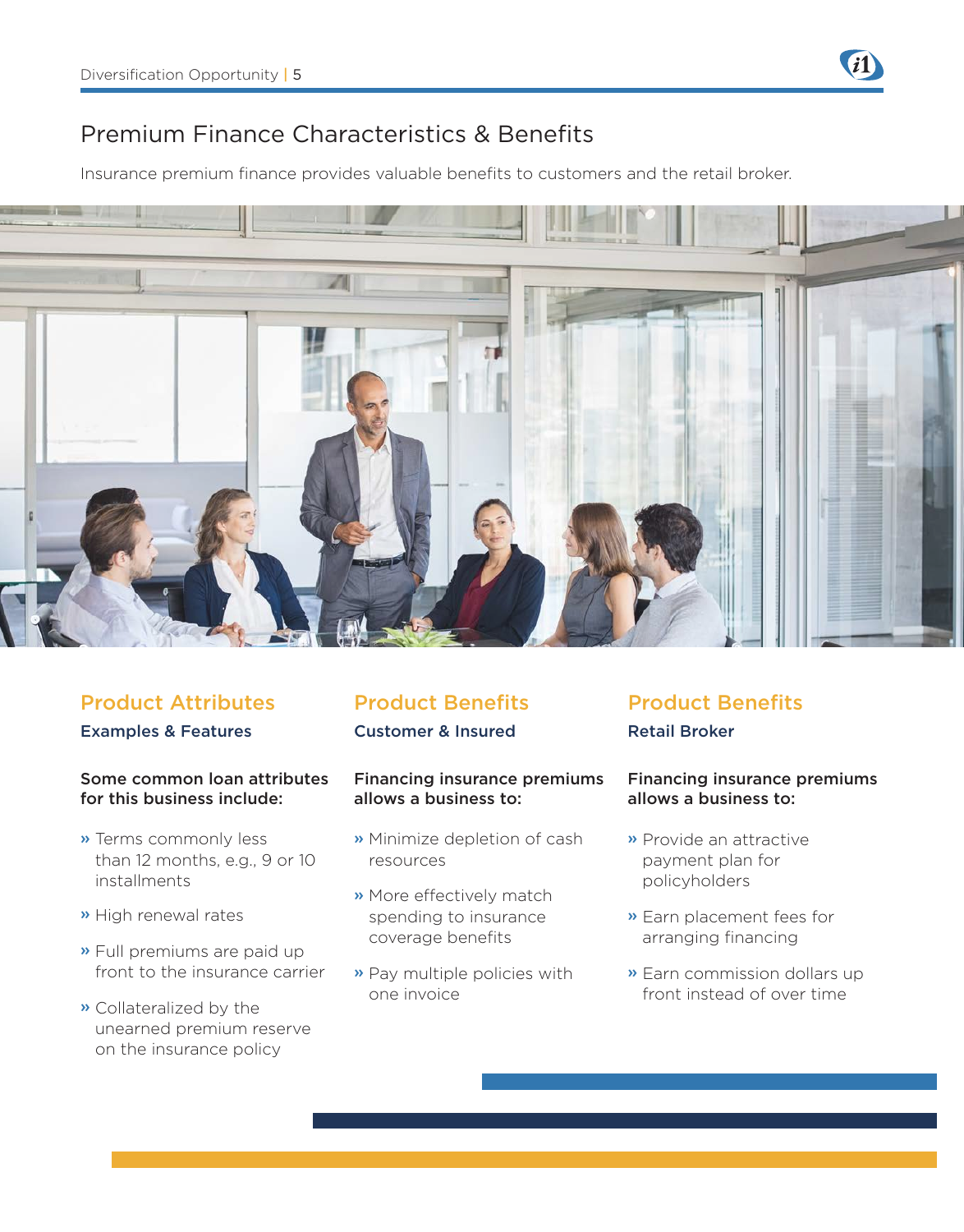## Premium Finance Characteristics & Benefits

Insurance premium finance provides valuable benefits to customers and the retail broker.

### Product Attributes

**Examples & Features**

**Some common loan attributes for this business include:**

- Terms commonly less than 12 months, e.g., 9 or 10 installments
- High renewal rates
- Full premiums are paid up front to the insurance carrier
- Collateralized by the unearned premium reserve on the insurance policy

### Product Benefits

**Customer & Insured**

**Financing insurance premiums allows a business to:**

- Minimize depletion of cash resources
- More effectively match spending to insurance coverage benefits
- Pay multiple policies with one invoice

### Product Benefits

**Retail Broker**

**Financing insurance premiums allows a business to:**

- Provide an attractive payment plan for policyholders
- Earn placement fees for arranging financing
- Earn commission dollars up front instead of over time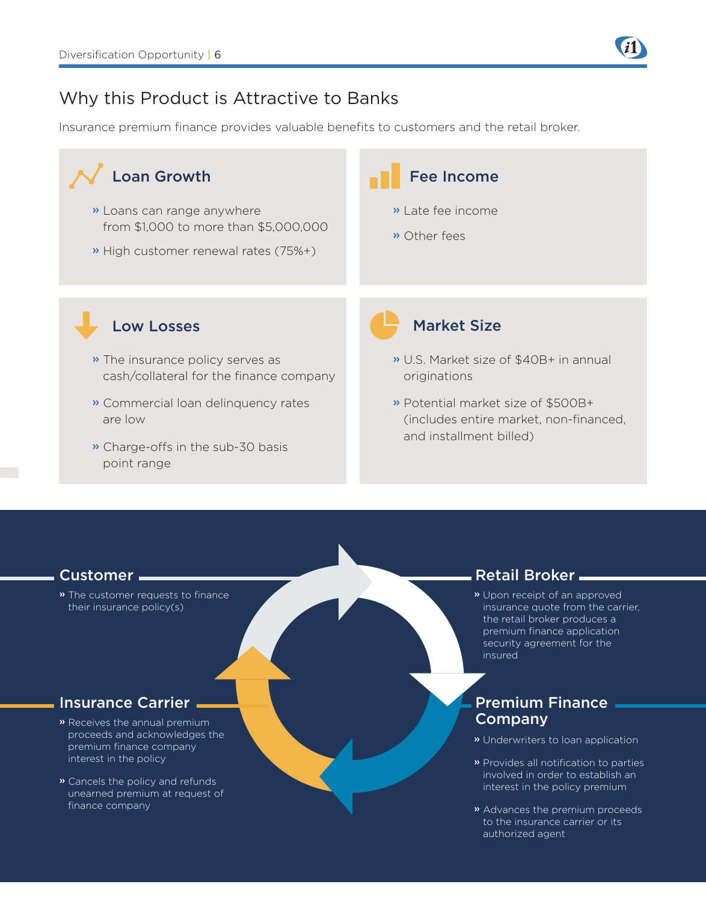## Why this Product is Attractive to Banks

Insurance premium finance provides valuable benefits to customers and the retail broker.

### Loan Growth

- Loans can range anywhere from $1,000 to more than $5,000,000
- High customer renewal rates (75%+)

### Fee Income

- Late fee income
- Other fees

### Low Losses

- The insurance policy serves as cash/collateral for the finance company
- Commercial loan delinquency rates are low
- Charge-offs in the sub-30 basis point range

### Market Size

- U.S. Market size of $40B+ in annual originations
- Potential market size of $500B+ (includes entire market, non-financed, and installment billed)

### Customer

- The customer requests to finance their insurance policy(s)

### Retail Broker

- Upon receipt of an approved insurance quote from the carrier, the retail broker produces a premium finance application security agreement for the insured

### Premium Finance Company

- Underwriters to loan application
- Provides all notification to parties involved in order to establish an interest in the policy premium
- Advances the premium proceeds to the insurance carrier or its authorized agent

### Insurance Carrier

- Receives the annual premium proceeds and acknowledges the premium finance company interest in the policy
- Cancels the policy and refunds unearned premium at request of finance company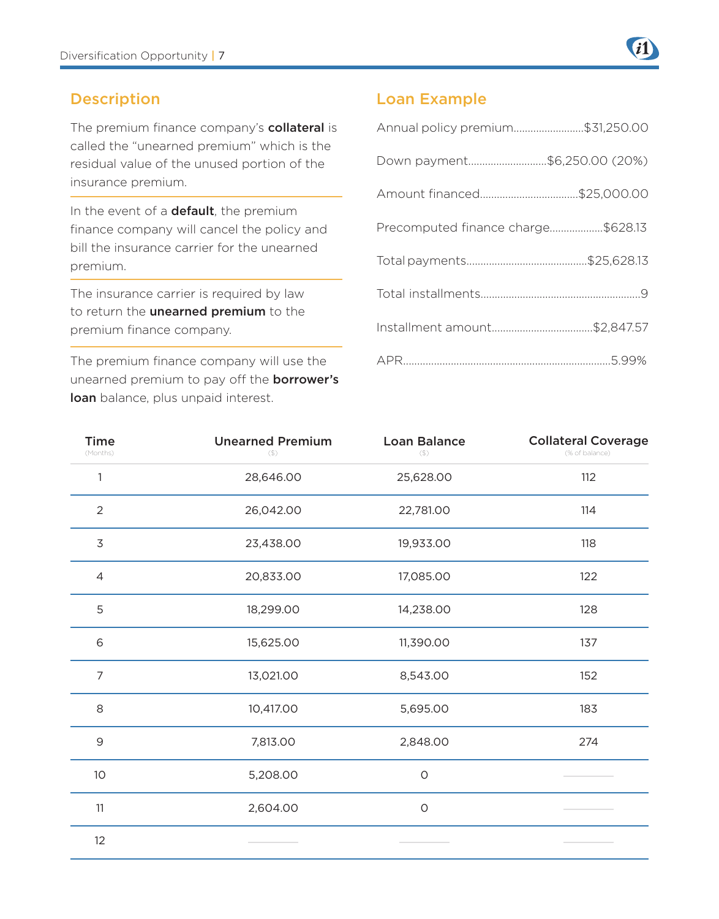## Description

The premium finance company's **collateral** is called the "unearned premium" which is the residual value of the unused portion of the insurance premium.

In the event of a **default**, the premium finance company will cancel the policy and bill the insurance carrier for the unearned premium.

The insurance carrier is required by law to return the **unearned premium** to the premium finance company.

The premium finance company will use the unearned premium to pay off the **borrower's loan** balance, plus unpaid interest.

## Loan Example

Annual policy premium..........................$31,250.00

Down payment............................$6,250.00 (20%)

Amount financed..................................$25,000.00

Precomputed finance charge..................$628.13

Total payments..........................................$25,628.13

Total installments........................................................9

Installment amount...................................$2,847.57

APR.........................................................................5.99%

| Time (Months) | Unearned Premium ($) | Loan Balance ($) | Collateral Coverage (% of balance) |
|---|---|---|---|
| 1 | 28,646.00 | 25,628.00 | 112 |
| 2 | 26,042.00 | 22,781.00 | 114 |
| 3 | 23,438.00 | 19,933.00 | 118 |
| 4 | 20,833.00 | 17,085.00 | 122 |
| 5 | 18,299.00 | 14,238.00 | 128 |
| 6 | 15,625.00 | 11,390.00 | 137 |
| 7 | 13,021.00 | 8,543.00 | 152 |
| 8 | 10,417.00 | 5,695.00 | 183 |
| 9 | 7,813.00 | 2,848.00 | 274 |
| 10 | 5,208.00 | 0 | — |
| 11 | 2,604.00 | 0 | — |
| 12 | — | — | — |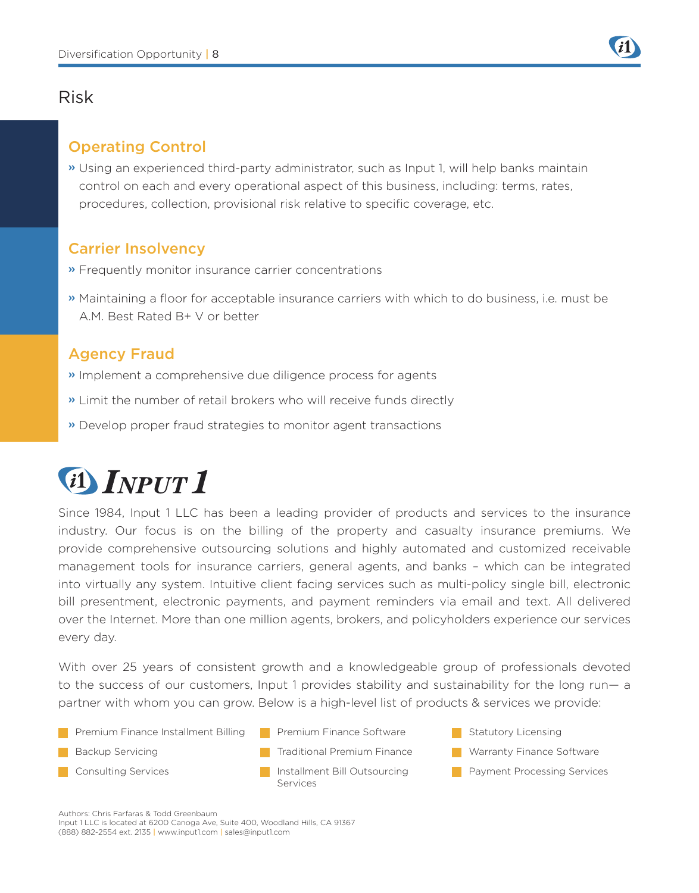## Risk

### Operating Control

» Using an experienced third-party administrator, such as Input 1, will help banks maintain control on each and every operational aspect of this business, including: terms, rates, procedures, collection, provisional risk relative to specific coverage, etc.

### Carrier Insolvency

» Frequently monitor insurance carrier concentrations

» Maintaining a floor for acceptable insurance carriers with which to do business, i.e. must be A.M. Best Rated B+ V or better

### Agency Fraud

» Implement a comprehensive due diligence process for agents

» Limit the number of retail brokers who will receive funds directly

» Develop proper fraud strategies to monitor agent transactions

## Input 1

Since 1984, Input 1 LLC has been a leading provider of products and services to the insurance industry. Our focus is on the billing of the property and casualty insurance premiums. We provide comprehensive outsourcing solutions and highly automated and customized receivable management tools for insurance carriers, general agents, and banks – which can be integrated into virtually any system. Intuitive client facing services such as multi-policy single bill, electronic bill presentment, electronic payments, and payment reminders via email and text. All delivered over the Internet. More than one million agents, brokers, and policyholders experience our services every day.

With over 25 years of consistent growth and a knowledgeable group of professionals devoted to the success of our customers, Input 1 provides stability and sustainability for the long run— a partner with whom you can grow. Below is a high-level list of products & services we provide:

- Premium Finance Installment Billing
- Backup Servicing
- Consulting Services
- Premium Finance Software
- Traditional Premium Finance
- Installment Bill Outsourcing Services
- Statutory Licensing
- Warranty Finance Software
- Payment Processing Services

Authors: Chris Farfaras & Todd Greenbaum
Input 1 LLC is located at 6200 Canoga Ave, Suite 400, Woodland Hills, CA 91367
(888) 882-2554 ext. 2135 | www.input1.com | sales@input1.com